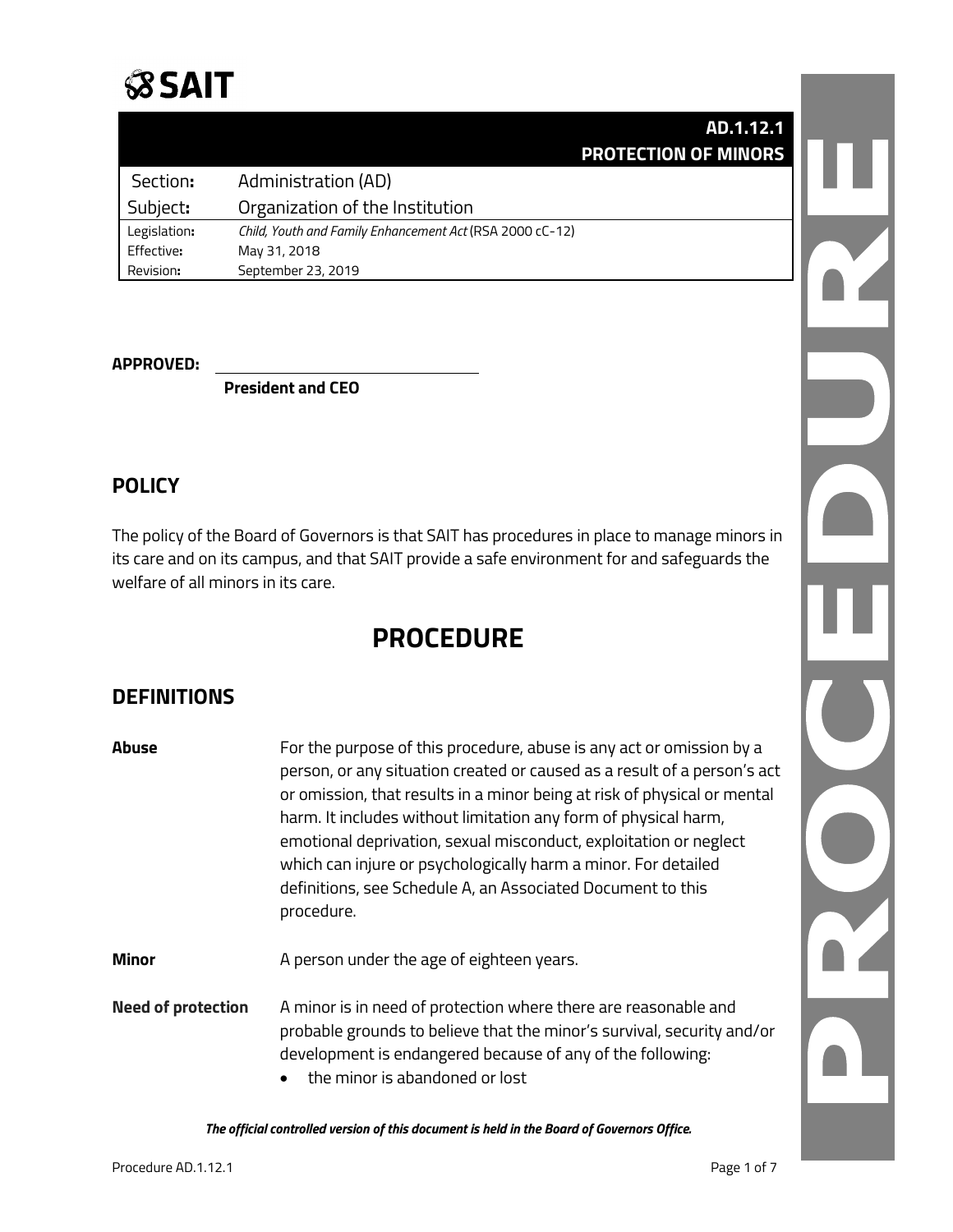# SAIT

**AD.1.12.1**
**PROTECTION OF MINORS**

| | |
|---|---|
| Section: | Administration (AD) |
| Subject: | Organization of the Institution |
| Legislation: | *Child, Youth and Family Enhancement Act* (RSA 2000 cC-12) |
| Effective: | May 31, 2018 |
| Revision: | September 23, 2019 |

**APPROVED:** ______________________________
**President and CEO**

## POLICY

The policy of the Board of Governors is that SAIT has procedures in place to manage minors in its care and on its campus, and that SAIT provide a safe environment for and safeguards the welfare of all minors in its care.

# PROCEDURE

## DEFINITIONS

**Abuse** For the purpose of this procedure, abuse is any act or omission by a person, or any situation created or caused as a result of a person's act or omission, that results in a minor being at risk of physical or mental harm. It includes without limitation any form of physical harm, emotional deprivation, sexual misconduct, exploitation or neglect which can injure or psychologically harm a minor. For detailed definitions, see Schedule A, an Associated Document to this procedure.

**Minor** A person under the age of eighteen years.

**Need of protection** A minor is in need of protection where there are reasonable and probable grounds to believe that the minor's survival, security and/or development is endangered because of any of the following:

- the minor is abandoned or lost

***The official controlled version of this document is held in the Board of Governors Office.***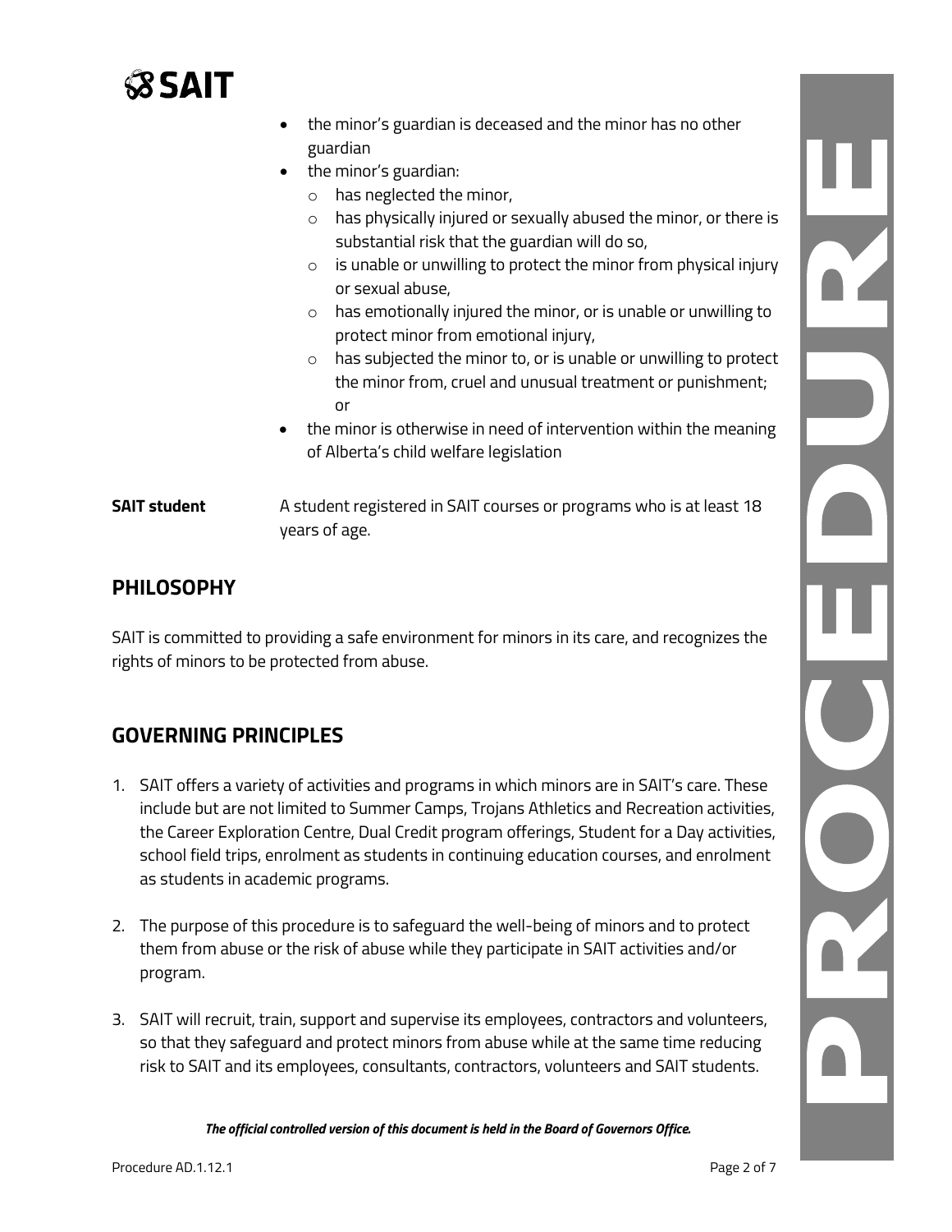- the minor's guardian is deceased and the minor has no other guardian
- the minor's guardian:
  - has neglected the minor,
  - has physically injured or sexually abused the minor, or there is substantial risk that the guardian will do so,
  - is unable or unwilling to protect the minor from physical injury or sexual abuse,
  - has emotionally injured the minor, or is unable or unwilling to protect minor from emotional injury,
  - has subjected the minor to, or is unable or unwilling to protect the minor from, cruel and unusual treatment or punishment; or
- the minor is otherwise in need of intervention within the meaning of Alberta's child welfare legislation

**SAIT student** A student registered in SAIT courses or programs who is at least 18 years of age.

## PHILOSOPHY

SAIT is committed to providing a safe environment for minors in its care, and recognizes the rights of minors to be protected from abuse.

## GOVERNING PRINCIPLES

1. SAIT offers a variety of activities and programs in which minors are in SAIT's care. These include but are not limited to Summer Camps, Trojans Athletics and Recreation activities, the Career Exploration Centre, Dual Credit program offerings, Student for a Day activities, school field trips, enrolment as students in continuing education courses, and enrolment as students in academic programs.

2. The purpose of this procedure is to safeguard the well-being of minors and to protect them from abuse or the risk of abuse while they participate in SAIT activities and/or program.

3. SAIT will recruit, train, support and supervise its employees, contractors and volunteers, so that they safeguard and protect minors from abuse while at the same time reducing risk to SAIT and its employees, consultants, contractors, volunteers and SAIT students.

*The official controlled version of this document is held in the Board of Governors Office.*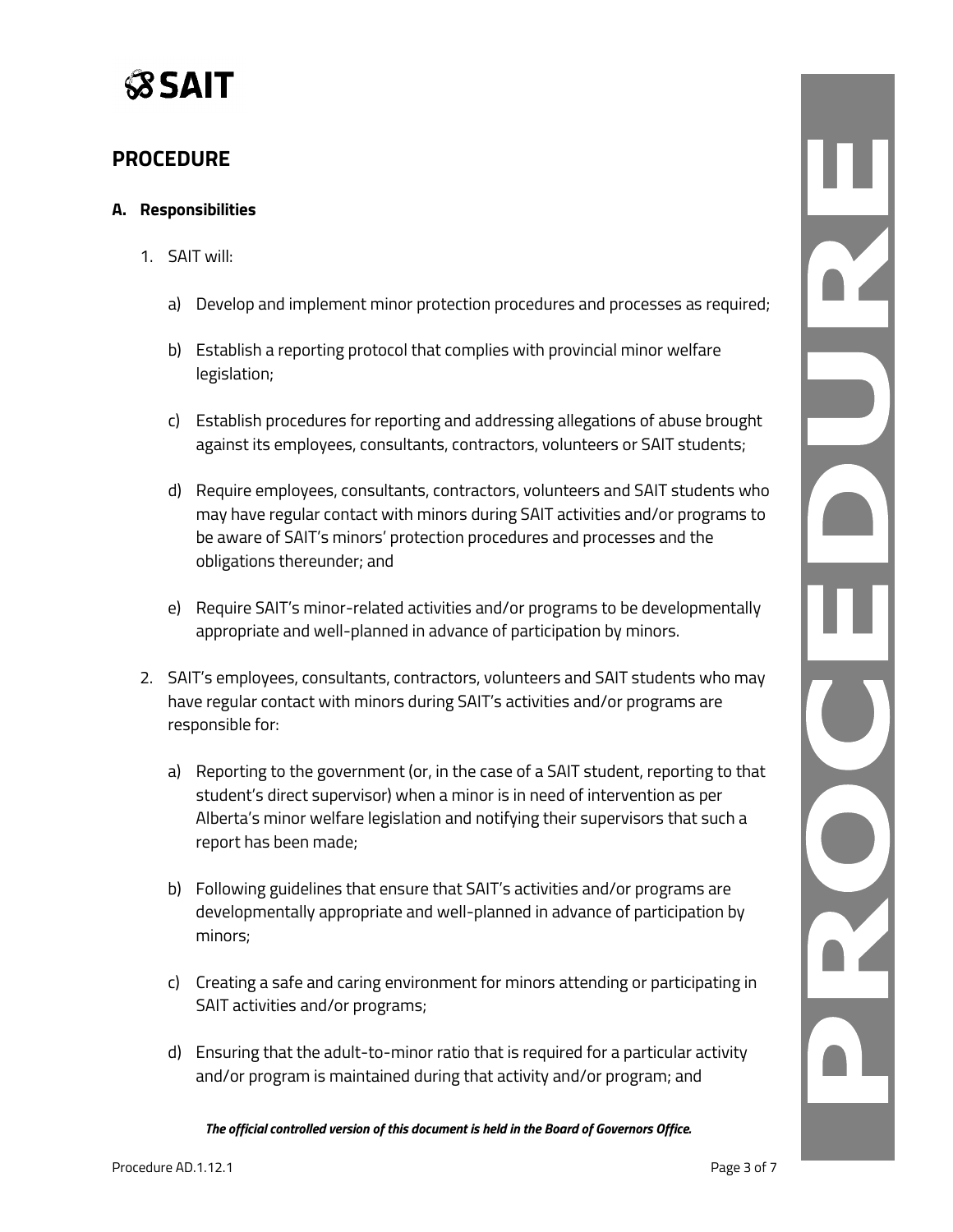# PROCEDURE

**A. Responsibilities**

1. SAIT will:

    a) Develop and implement minor protection procedures and processes as required;

    b) Establish a reporting protocol that complies with provincial minor welfare legislation;

    c) Establish procedures for reporting and addressing allegations of abuse brought against its employees, consultants, contractors, volunteers or SAIT students;

    d) Require employees, consultants, contractors, volunteers and SAIT students who may have regular contact with minors during SAIT activities and/or programs to be aware of SAIT's minors' protection procedures and processes and the obligations thereunder; and

    e) Require SAIT's minor-related activities and/or programs to be developmentally appropriate and well-planned in advance of participation by minors.

2. SAIT's employees, consultants, contractors, volunteers and SAIT students who may have regular contact with minors during SAIT's activities and/or programs are responsible for:

    a) Reporting to the government (or, in the case of a SAIT student, reporting to that student's direct supervisor) when a minor is in need of intervention as per Alberta's minor welfare legislation and notifying their supervisors that such a report has been made;

    b) Following guidelines that ensure that SAIT's activities and/or programs are developmentally appropriate and well-planned in advance of participation by minors;

    c) Creating a safe and caring environment for minors attending or participating in SAIT activities and/or programs;

    d) Ensuring that the adult-to-minor ratio that is required for a particular activity and/or program is maintained during that activity and/or program; and

***The official controlled version of this document is held in the Board of Governors Office.***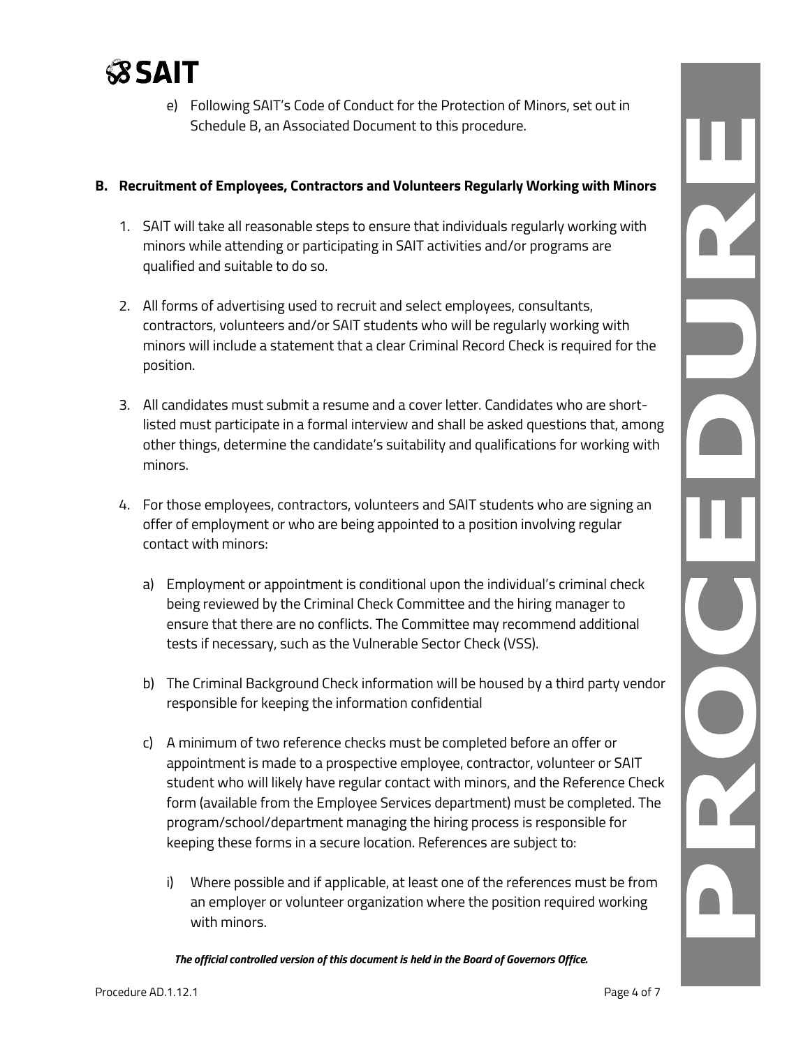e) Following SAIT's Code of Conduct for the Protection of Minors, set out in Schedule B, an Associated Document to this procedure.

## B. Recruitment of Employees, Contractors and Volunteers Regularly Working with Minors

1. SAIT will take all reasonable steps to ensure that individuals regularly working with minors while attending or participating in SAIT activities and/or programs are qualified and suitable to do so.

2. All forms of advertising used to recruit and select employees, consultants, contractors, volunteers and/or SAIT students who will be regularly working with minors will include a statement that a clear Criminal Record Check is required for the position.

3. All candidates must submit a resume and a cover letter. Candidates who are short-listed must participate in a formal interview and shall be asked questions that, among other things, determine the candidate's suitability and qualifications for working with minors.

4. For those employees, contractors, volunteers and SAIT students who are signing an offer of employment or who are being appointed to a position involving regular contact with minors:

   a) Employment or appointment is conditional upon the individual's criminal check being reviewed by the Criminal Check Committee and the hiring manager to ensure that there are no conflicts. The Committee may recommend additional tests if necessary, such as the Vulnerable Sector Check (VSS).

   b) The Criminal Background Check information will be housed by a third party vendor responsible for keeping the information confidential

   c) A minimum of two reference checks must be completed before an offer or appointment is made to a prospective employee, contractor, volunteer or SAIT student who will likely have regular contact with minors, and the Reference Check form (available from the Employee Services department) must be completed. The program/school/department managing the hiring process is responsible for keeping these forms in a secure location. References are subject to:

      i) Where possible and if applicable, at least one of the references must be from an employer or volunteer organization where the position required working with minors.

*The official controlled version of this document is held in the Board of Governors Office.*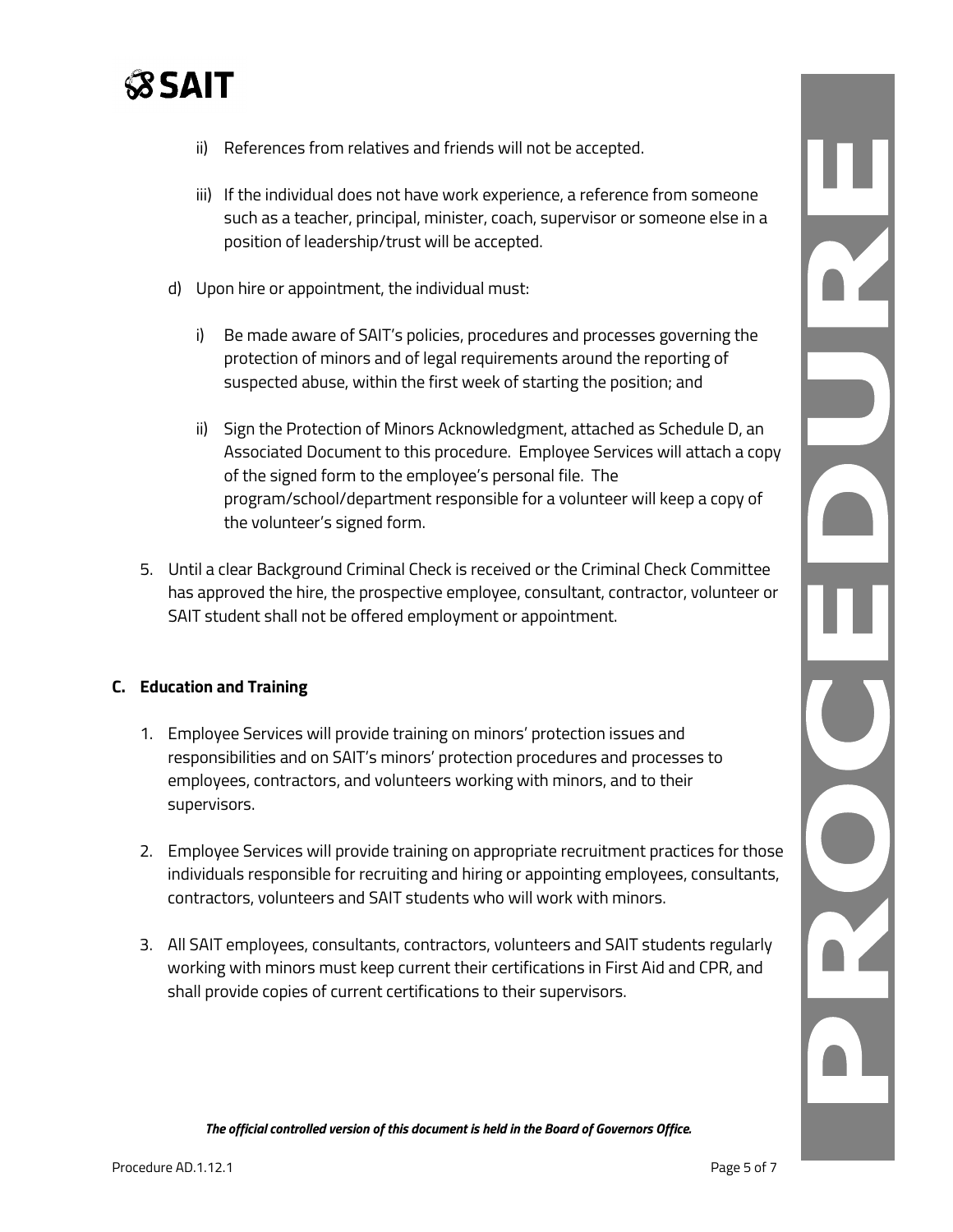ii) References from relatives and friends will not be accepted.

iii) If the individual does not have work experience, a reference from someone such as a teacher, principal, minister, coach, supervisor or someone else in a position of leadership/trust will be accepted.

d) Upon hire or appointment, the individual must:

i) Be made aware of SAIT's policies, procedures and processes governing the protection of minors and of legal requirements around the reporting of suspected abuse, within the first week of starting the position; and

ii) Sign the Protection of Minors Acknowledgment, attached as Schedule D, an Associated Document to this procedure. Employee Services will attach a copy of the signed form to the employee's personal file. The program/school/department responsible for a volunteer will keep a copy of the volunteer's signed form.

5. Until a clear Background Criminal Check is received or the Criminal Check Committee has approved the hire, the prospective employee, consultant, contractor, volunteer or SAIT student shall not be offered employment or appointment.

## C. Education and Training

1. Employee Services will provide training on minors' protection issues and responsibilities and on SAIT's minors' protection procedures and processes to employees, contractors, and volunteers working with minors, and to their supervisors.

2. Employee Services will provide training on appropriate recruitment practices for those individuals responsible for recruiting and hiring or appointing employees, consultants, contractors, volunteers and SAIT students who will work with minors.

3. All SAIT employees, consultants, contractors, volunteers and SAIT students regularly working with minors must keep current their certifications in First Aid and CPR, and shall provide copies of current certifications to their supervisors.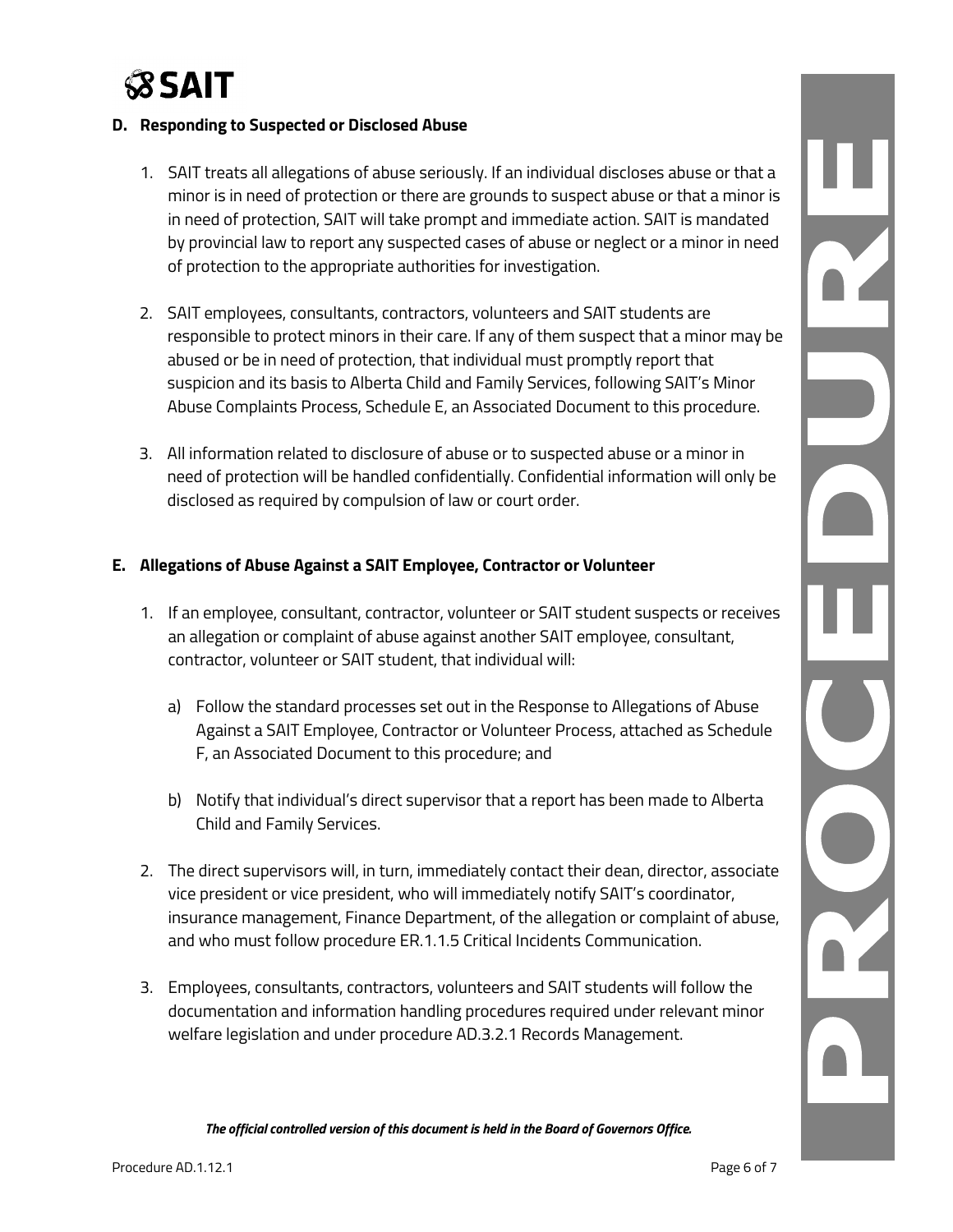### D. Responding to Suspected or Disclosed Abuse

1. SAIT treats all allegations of abuse seriously. If an individual discloses abuse or that a minor is in need of protection or there are grounds to suspect abuse or that a minor is in need of protection, SAIT will take prompt and immediate action. SAIT is mandated by provincial law to report any suspected cases of abuse or neglect or a minor in need of protection to the appropriate authorities for investigation.

2. SAIT employees, consultants, contractors, volunteers and SAIT students are responsible to protect minors in their care. If any of them suspect that a minor may be abused or be in need of protection, that individual must promptly report that suspicion and its basis to Alberta Child and Family Services, following SAIT's Minor Abuse Complaints Process, Schedule E, an Associated Document to this procedure.

3. All information related to disclosure of abuse or to suspected abuse or a minor in need of protection will be handled confidentially. Confidential information will only be disclosed as required by compulsion of law or court order.

### E. Allegations of Abuse Against a SAIT Employee, Contractor or Volunteer

1. If an employee, consultant, contractor, volunteer or SAIT student suspects or receives an allegation or complaint of abuse against another SAIT employee, consultant, contractor, volunteer or SAIT student, that individual will:

   a) Follow the standard processes set out in the Response to Allegations of Abuse Against a SAIT Employee, Contractor or Volunteer Process, attached as Schedule F, an Associated Document to this procedure; and

   b) Notify that individual's direct supervisor that a report has been made to Alberta Child and Family Services.

2. The direct supervisors will, in turn, immediately contact their dean, director, associate vice president or vice president, who will immediately notify SAIT's coordinator, insurance management, Finance Department, of the allegation or complaint of abuse, and who must follow procedure ER.1.1.5 Critical Incidents Communication.

3. Employees, consultants, contractors, volunteers and SAIT students will follow the documentation and information handling procedures required under relevant minor welfare legislation and under procedure AD.3.2.1 Records Management.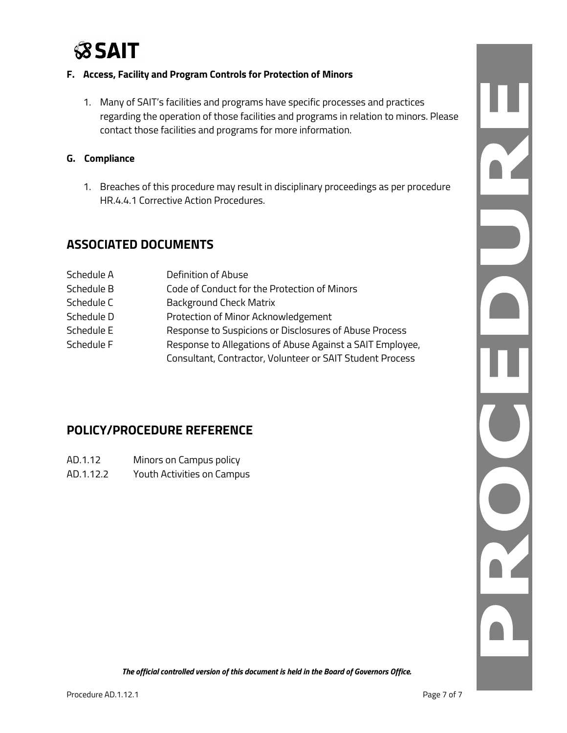### F. Access, Facility and Program Controls for Protection of Minors

1. Many of SAIT's facilities and programs have specific processes and practices regarding the operation of those facilities and programs in relation to minors. Please contact those facilities and programs for more information.

### G. Compliance

1. Breaches of this procedure may result in disciplinary proceedings as per procedure HR.4.4.1 Corrective Action Procedures.

## ASSOCIATED DOCUMENTS

| | |
|---|---|
| Schedule A | Definition of Abuse |
| Schedule B | Code of Conduct for the Protection of Minors |
| Schedule C | Background Check Matrix |
| Schedule D | Protection of Minor Acknowledgement |
| Schedule E | Response to Suspicions or Disclosures of Abuse Process |
| Schedule F | Response to Allegations of Abuse Against a SAIT Employee, Consultant, Contractor, Volunteer or SAIT Student Process |

## POLICY/PROCEDURE REFERENCE

| | |
|---|---|
| AD.1.12 | Minors on Campus policy |
| AD.1.12.2 | Youth Activities on Campus |

*The official controlled version of this document is held in the Board of Governors Office.*